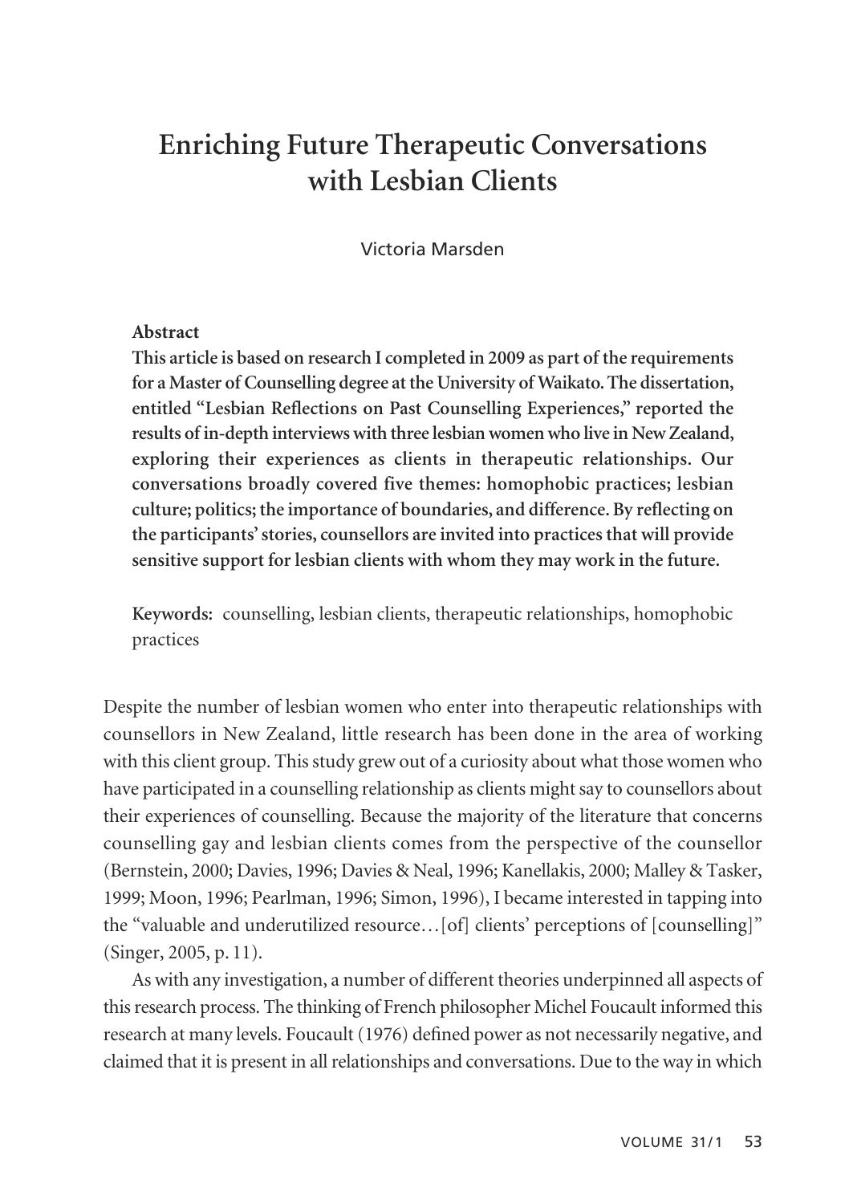# Enriching Future Therapeutic Conversations with Lesbian Clients

Victoria Marsden

**Abstract**

**This article is based on research I completed in 2009 as part of the requirements for a Master of Counselling degree at the University of Waikato. The dissertation, entitled "Lesbian Reflections on Past Counselling Experiences," reported the results of in-depth interviews with three lesbian women who live in New Zealand, exploring their experiences as clients in therapeutic relationships. Our conversations broadly covered five themes: homophobic practices; lesbian culture; politics; the importance of boundaries, and difference. By reflecting on the participants' stories, counsellors are invited into practices that will provide sensitive support for lesbian clients with whom they may work in the future.**

**Keywords:** counselling, lesbian clients, therapeutic relationships, homophobic practices

Despite the number of lesbian women who enter into therapeutic relationships with counsellors in New Zealand, little research has been done in the area of working with this client group. This study grew out of a curiosity about what those women who have participated in a counselling relationship as clients might say to counsellors about their experiences of counselling. Because the majority of the literature that concerns counselling gay and lesbian clients comes from the perspective of the counsellor (Bernstein, 2000; Davies, 1996; Davies & Neal, 1996; Kanellakis, 2000; Malley & Tasker, 1999; Moon, 1996; Pearlman, 1996; Simon, 1996), I became interested in tapping into the "valuable and underutilized resource…[of] clients' perceptions of [counselling]" (Singer, 2005, p. 11).

As with any investigation, a number of different theories underpinned all aspects of this research process. The thinking of French philosopher Michel Foucault informed this research at many levels. Foucault (1976) defined power as not necessarily negative, and claimed that it is present in all relationships and conversations. Due to the way in which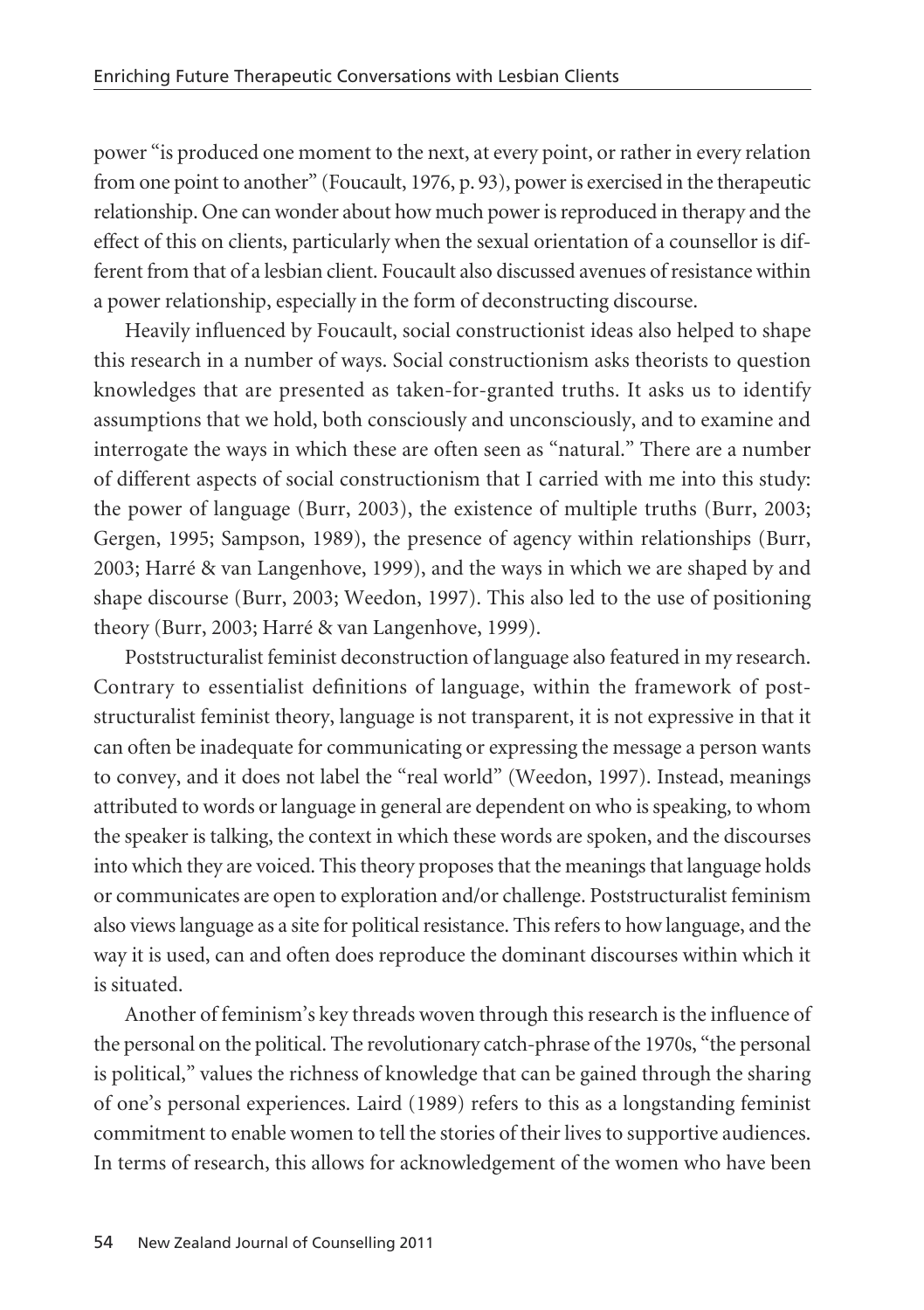power "is produced one moment to the next, at every point, or rather in every relation from one point to another" (Foucault, 1976, p. 93), power is exercised in the therapeutic relationship. One can wonder about how much power is reproduced in therapy and the effect of this on clients, particularly when the sexual orientation of a counsellor is different from that of a lesbian client. Foucault also discussed avenues of resistance within a power relationship, especially in the form of deconstructing discourse.

Heavily influenced by Foucault, social constructionist ideas also helped to shape this research in a number of ways. Social constructionism asks theorists to question knowledges that are presented as taken-for-granted truths. It asks us to identify assumptions that we hold, both consciously and unconsciously, and to examine and interrogate the ways in which these are often seen as "natural." There are a number of different aspects of social constructionism that I carried with me into this study: the power of language (Burr, 2003), the existence of multiple truths (Burr, 2003; Gergen, 1995; Sampson, 1989), the presence of agency within relationships (Burr, 2003; Harré & van Langenhove, 1999), and the ways in which we are shaped by and shape discourse (Burr, 2003; Weedon, 1997). This also led to the use of positioning theory (Burr, 2003; Harré & van Langenhove, 1999).

Poststructuralist feminist deconstruction of language also featured in my research. Contrary to essentialist definitions of language, within the framework of poststructuralist feminist theory, language is not transparent, it is not expressive in that it can often be inadequate for communicating or expressing the message a person wants to convey, and it does not label the "real world" (Weedon, 1997). Instead, meanings attributed to words or language in general are dependent on who is speaking, to whom the speaker is talking, the context in which these words are spoken, and the discourses into which they are voiced. This theory proposes that the meanings that language holds or communicates are open to exploration and/or challenge. Poststructuralist feminism also views language as a site for political resistance. This refers to how language, and the way it is used, can and often does reproduce the dominant discourses within which it is situated.

Another of feminism's key threads woven through this research is the influence of the personal on the political. The revolutionary catch-phrase of the 1970s, "the personal is political," values the richness of knowledge that can be gained through the sharing of one's personal experiences. Laird (1989) refers to this as a longstanding feminist commitment to enable women to tell the stories of their lives to supportive audiences. In terms of research, this allows for acknowledgement of the women who have been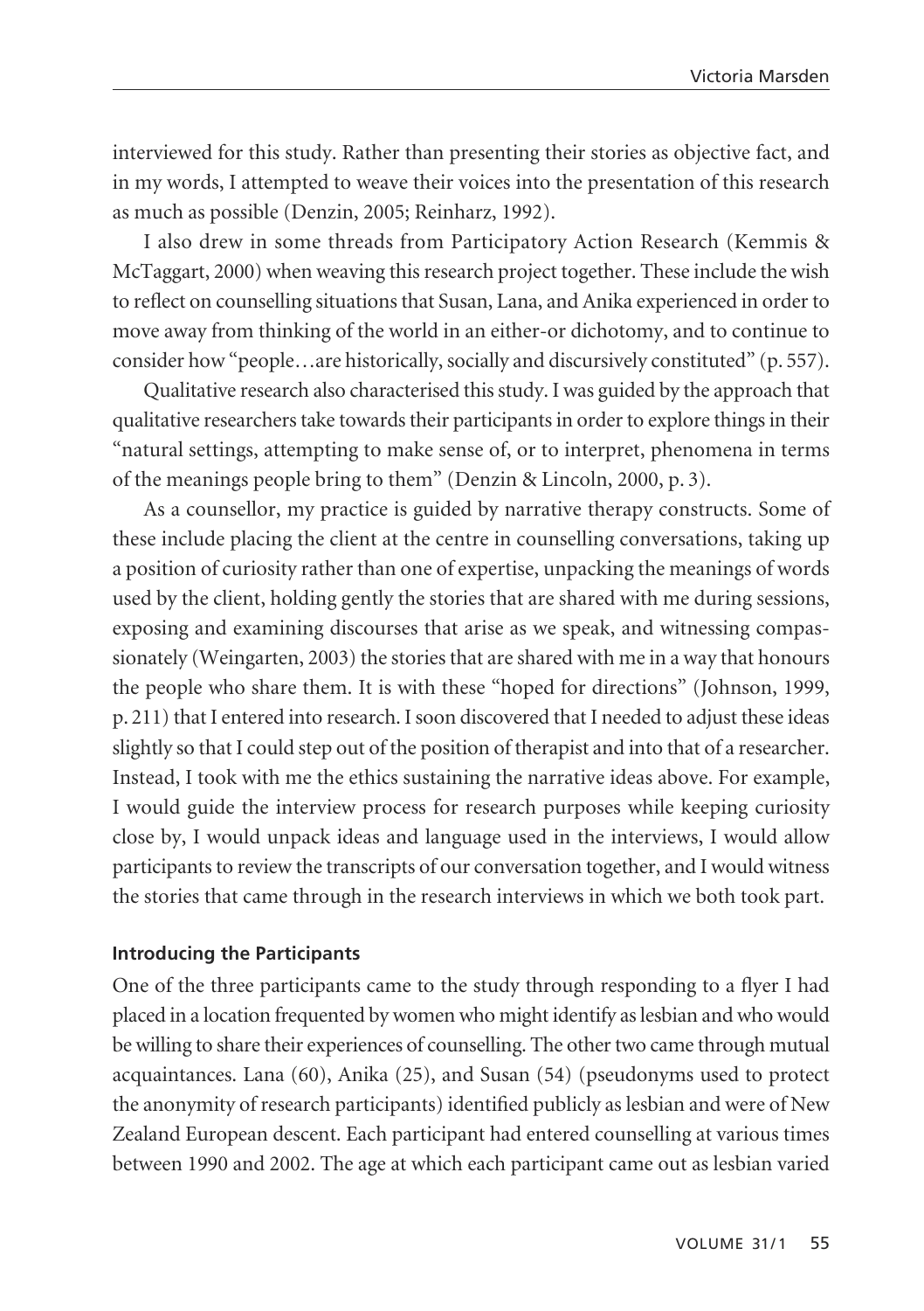interviewed for this study. Rather than presenting their stories as objective fact, and in my words, I attempted to weave their voices into the presentation of this research as much as possible (Denzin, 2005; Reinharz, 1992).

I also drew in some threads from Participatory Action Research (Kemmis & McTaggart, 2000) when weaving this research project together. These include the wish to reflect on counselling situations that Susan, Lana, and Anika experienced in order to move away from thinking of the world in an either-or dichotomy, and to continue to consider how "people…are historically, socially and discursively constituted" (p. 557).

Qualitative research also characterised this study. I was guided by the approach that qualitative researchers take towards their participants in order to explore things in their "natural settings, attempting to make sense of, or to interpret, phenomena in terms of the meanings people bring to them" (Denzin & Lincoln, 2000, p. 3).

As a counsellor, my practice is guided by narrative therapy constructs. Some of these include placing the client at the centre in counselling conversations, taking up a position of curiosity rather than one of expertise, unpacking the meanings of words used by the client, holding gently the stories that are shared with me during sessions, exposing and examining discourses that arise as we speak, and witnessing compassionately (Weingarten, 2003) the stories that are shared with me in a way that honours the people who share them. It is with these "hoped for directions" (Johnson, 1999, p. 211) that I entered into research. I soon discovered that I needed to adjust these ideas slightly so that I could step out of the position of therapist and into that of a researcher. Instead, I took with me the ethics sustaining the narrative ideas above. For example, I would guide the interview process for research purposes while keeping curiosity close by, I would unpack ideas and language used in the interviews, I would allow participants to review the transcripts of our conversation together, and I would witness the stories that came through in the research interviews in which we both took part.

### Introducing the Participants

One of the three participants came to the study through responding to a flyer I had placed in a location frequented by women who might identify as lesbian and who would be willing to share their experiences of counselling. The other two came through mutual acquaintances. Lana (60), Anika (25), and Susan (54) (pseudonyms used to protect the anonymity of research participants) identified publicly as lesbian and were of New Zealand European descent. Each participant had entered counselling at various times between 1990 and 2002. The age at which each participant came out as lesbian varied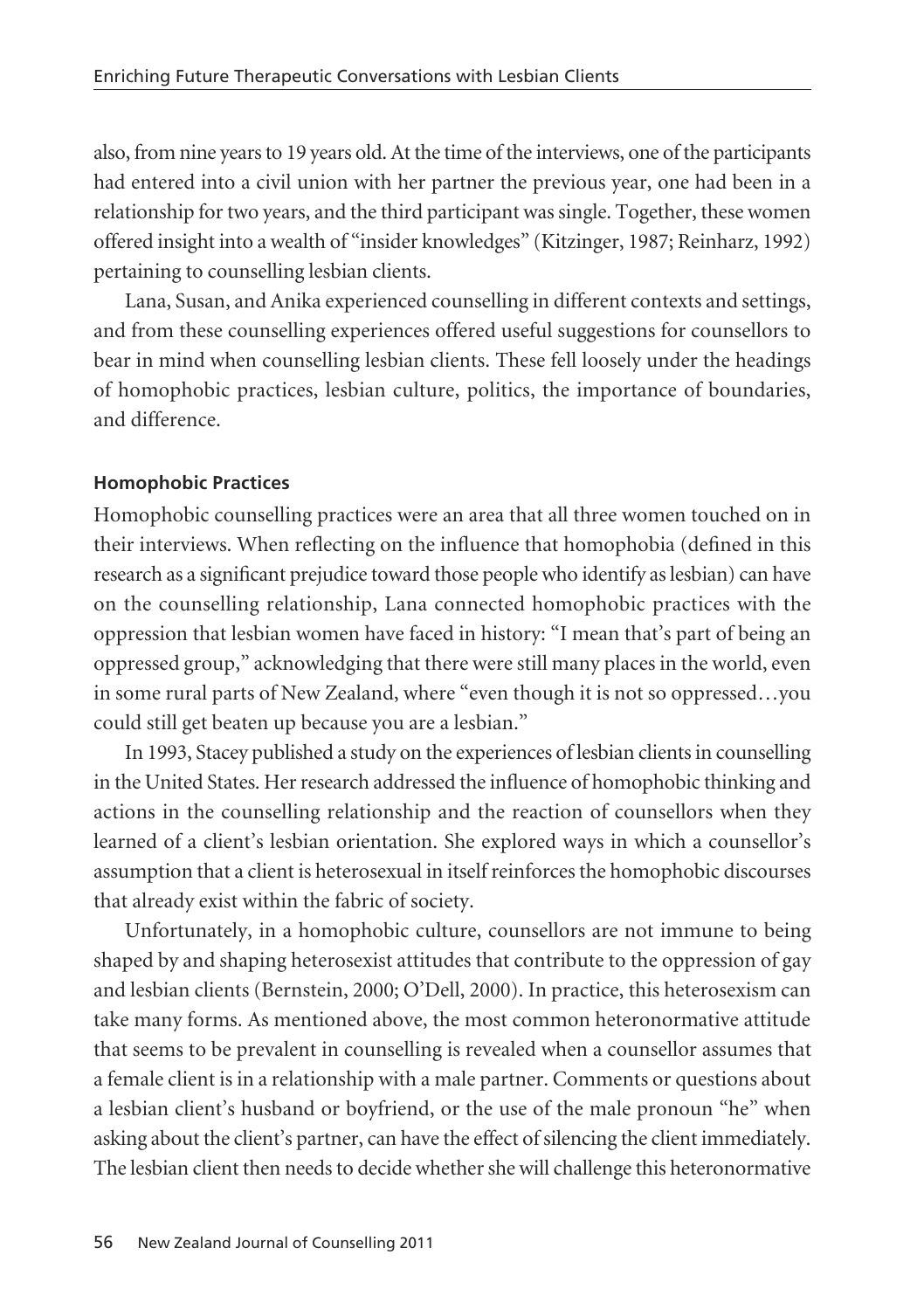also, from nine years to 19 years old. At the time of the interviews, one of the participants had entered into a civil union with her partner the previous year, one had been in a relationship for two years, and the third participant was single. Together, these women offered insight into a wealth of "insider knowledges" (Kitzinger, 1987; Reinharz, 1992) pertaining to counselling lesbian clients.

Lana, Susan, and Anika experienced counselling in different contexts and settings, and from these counselling experiences offered useful suggestions for counsellors to bear in mind when counselling lesbian clients. These fell loosely under the headings of homophobic practices, lesbian culture, politics, the importance of boundaries, and difference.

### Homophobic Practices

Homophobic counselling practices were an area that all three women touched on in their interviews. When reflecting on the influence that homophobia (defined in this research as a significant prejudice toward those people who identify as lesbian) can have on the counselling relationship, Lana connected homophobic practices with the oppression that lesbian women have faced in history: "I mean that's part of being an oppressed group," acknowledging that there were still many places in the world, even in some rural parts of New Zealand, where "even though it is not so oppressed…you could still get beaten up because you are a lesbian."

In 1993, Stacey published a study on the experiences of lesbian clients in counselling in the United States. Her research addressed the influence of homophobic thinking and actions in the counselling relationship and the reaction of counsellors when they learned of a client's lesbian orientation. She explored ways in which a counsellor's assumption that a client is heterosexual in itself reinforces the homophobic discourses that already exist within the fabric of society.

Unfortunately, in a homophobic culture, counsellors are not immune to being shaped by and shaping heterosexist attitudes that contribute to the oppression of gay and lesbian clients (Bernstein, 2000; O'Dell, 2000). In practice, this heterosexism can take many forms. As mentioned above, the most common heteronormative attitude that seems to be prevalent in counselling is revealed when a counsellor assumes that a female client is in a relationship with a male partner. Comments or questions about a lesbian client's husband or boyfriend, or the use of the male pronoun "he" when asking about the client's partner, can have the effect of silencing the client immediately. The lesbian client then needs to decide whether she will challenge this heteronormative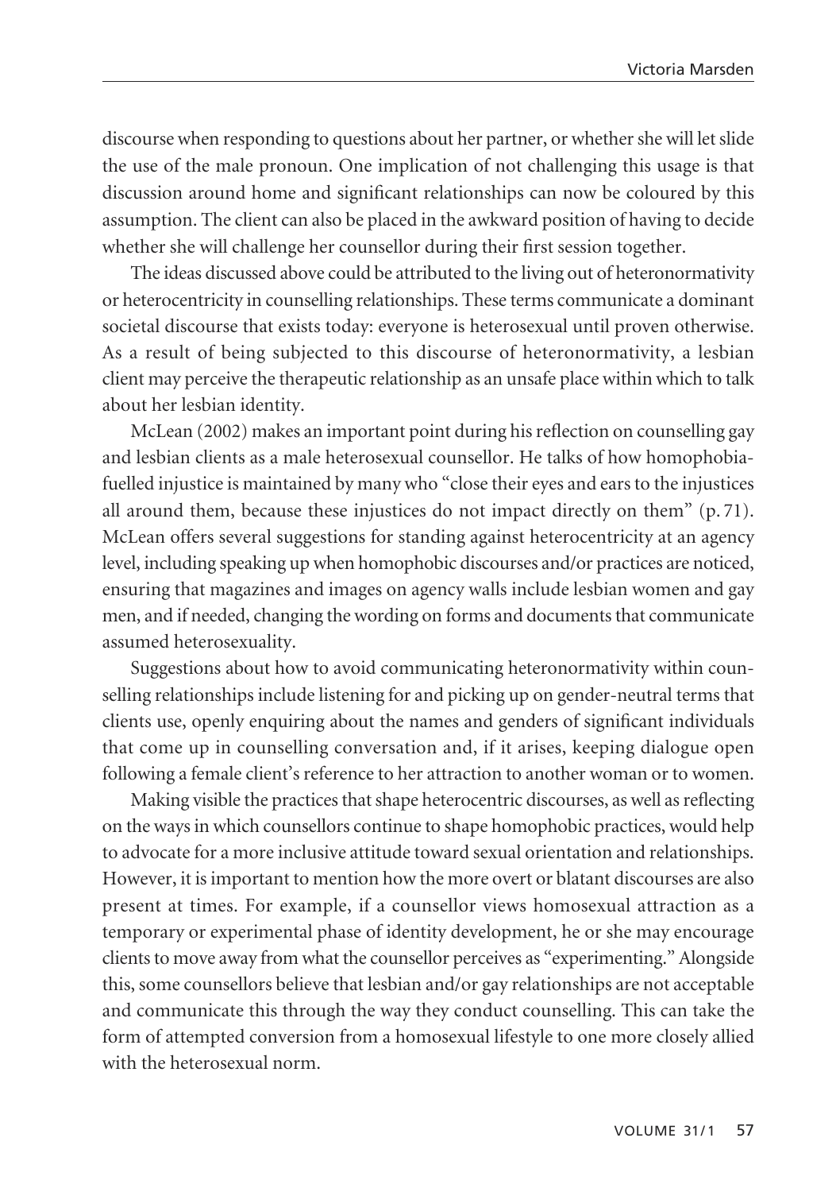discourse when responding to questions about her partner, or whether she will let slide the use of the male pronoun. One implication of not challenging this usage is that discussion around home and significant relationships can now be coloured by this assumption. The client can also be placed in the awkward position of having to decide whether she will challenge her counsellor during their first session together.

The ideas discussed above could be attributed to the living out of heteronormativity or heterocentricity in counselling relationships. These terms communicate a dominant societal discourse that exists today: everyone is heterosexual until proven otherwise. As a result of being subjected to this discourse of heteronormativity, a lesbian client may perceive the therapeutic relationship as an unsafe place within which to talk about her lesbian identity.

McLean (2002) makes an important point during his reflection on counselling gay and lesbian clients as a male heterosexual counsellor. He talks of how homophobia-fuelled injustice is maintained by many who "close their eyes and ears to the injustices all around them, because these injustices do not impact directly on them" (p. 71). McLean offers several suggestions for standing against heterocentricity at an agency level, including speaking up when homophobic discourses and/or practices are noticed, ensuring that magazines and images on agency walls include lesbian women and gay men, and if needed, changing the wording on forms and documents that communicate assumed heterosexuality.

Suggestions about how to avoid communicating heteronormativity within counselling relationships include listening for and picking up on gender-neutral terms that clients use, openly enquiring about the names and genders of significant individuals that come up in counselling conversation and, if it arises, keeping dialogue open following a female client's reference to her attraction to another woman or to women.

Making visible the practices that shape heterocentric discourses, as well as reflecting on the ways in which counsellors continue to shape homophobic practices, would help to advocate for a more inclusive attitude toward sexual orientation and relationships. However, it is important to mention how the more overt or blatant discourses are also present at times. For example, if a counsellor views homosexual attraction as a temporary or experimental phase of identity development, he or she may encourage clients to move away from what the counsellor perceives as "experimenting." Alongside this, some counsellors believe that lesbian and/or gay relationships are not acceptable and communicate this through the way they conduct counselling. This can take the form of attempted conversion from a homosexual lifestyle to one more closely allied with the heterosexual norm.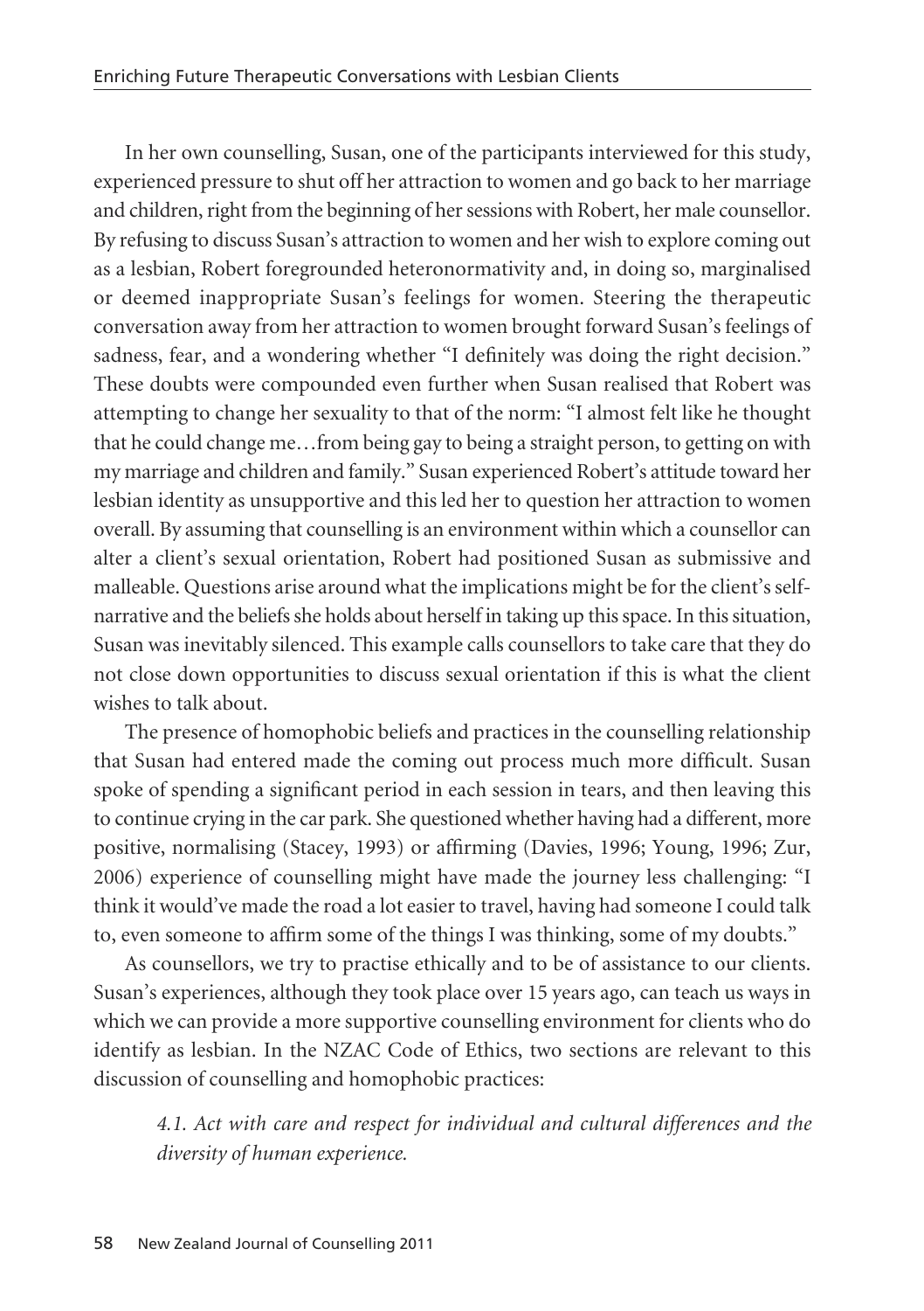In her own counselling, Susan, one of the participants interviewed for this study, experienced pressure to shut off her attraction to women and go back to her marriage and children, right from the beginning of her sessions with Robert, her male counsellor. By refusing to discuss Susan's attraction to women and her wish to explore coming out as a lesbian, Robert foregrounded heteronormativity and, in doing so, marginalised or deemed inappropriate Susan's feelings for women. Steering the therapeutic conversation away from her attraction to women brought forward Susan's feelings of sadness, fear, and a wondering whether "I definitely was doing the right decision." These doubts were compounded even further when Susan realised that Robert was attempting to change her sexuality to that of the norm: "I almost felt like he thought that he could change me…from being gay to being a straight person, to getting on with my marriage and children and family." Susan experienced Robert's attitude toward her lesbian identity as unsupportive and this led her to question her attraction to women overall. By assuming that counselling is an environment within which a counsellor can alter a client's sexual orientation, Robert had positioned Susan as submissive and malleable. Questions arise around what the implications might be for the client's self-narrative and the beliefs she holds about herself in taking up this space. In this situation, Susan was inevitably silenced. This example calls counsellors to take care that they do not close down opportunities to discuss sexual orientation if this is what the client wishes to talk about.

The presence of homophobic beliefs and practices in the counselling relationship that Susan had entered made the coming out process much more difficult. Susan spoke of spending a significant period in each session in tears, and then leaving this to continue crying in the car park. She questioned whether having had a different, more positive, normalising (Stacey, 1993) or affirming (Davies, 1996; Young, 1996; Zur, 2006) experience of counselling might have made the journey less challenging: "I think it would've made the road a lot easier to travel, having had someone I could talk to, even someone to affirm some of the things I was thinking, some of my doubts."

As counsellors, we try to practise ethically and to be of assistance to our clients. Susan's experiences, although they took place over 15 years ago, can teach us ways in which we can provide a more supportive counselling environment for clients who do identify as lesbian. In the NZAC Code of Ethics, two sections are relevant to this discussion of counselling and homophobic practices:

> *4.1. Act with care and respect for individual and cultural differences and the diversity of human experience.*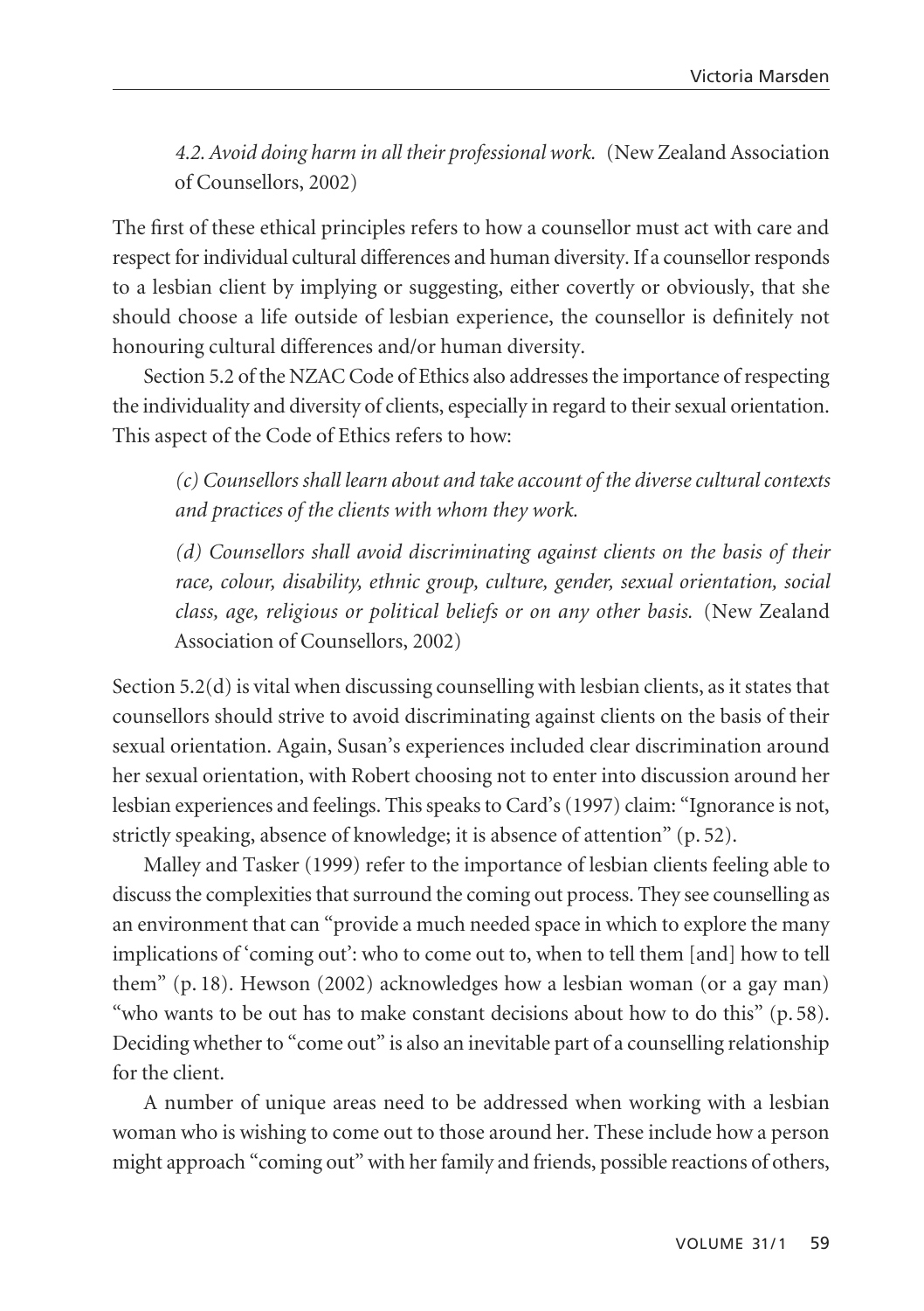*4.2. Avoid doing harm in all their professional work.* (New Zealand Association of Counsellors, 2002)

The first of these ethical principles refers to how a counsellor must act with care and respect for individual cultural differences and human diversity. If a counsellor responds to a lesbian client by implying or suggesting, either covertly or obviously, that she should choose a life outside of lesbian experience, the counsellor is definitely not honouring cultural differences and/or human diversity.

Section 5.2 of the NZAC Code of Ethics also addresses the importance of respecting the individuality and diversity of clients, especially in regard to their sexual orientation. This aspect of the Code of Ethics refers to how:

*(c) Counsellors shall learn about and take account of the diverse cultural contexts and practices of the clients with whom they work.*

*(d) Counsellors shall avoid discriminating against clients on the basis of their race, colour, disability, ethnic group, culture, gender, sexual orientation, social class, age, religious or political beliefs or on any other basis.* (New Zealand Association of Counsellors, 2002)

Section 5.2(d) is vital when discussing counselling with lesbian clients, as it states that counsellors should strive to avoid discriminating against clients on the basis of their sexual orientation. Again, Susan's experiences included clear discrimination around her sexual orientation, with Robert choosing not to enter into discussion around her lesbian experiences and feelings. This speaks to Card's (1997) claim: "Ignorance is not, strictly speaking, absence of knowledge; it is absence of attention" (p. 52).

Malley and Tasker (1999) refer to the importance of lesbian clients feeling able to discuss the complexities that surround the coming out process. They see counselling as an environment that can "provide a much needed space in which to explore the many implications of 'coming out': who to come out to, when to tell them [and] how to tell them" (p. 18). Hewson (2002) acknowledges how a lesbian woman (or a gay man) "who wants to be out has to make constant decisions about how to do this" (p. 58). Deciding whether to "come out" is also an inevitable part of a counselling relationship for the client.

A number of unique areas need to be addressed when working with a lesbian woman who is wishing to come out to those around her. These include how a person might approach "coming out" with her family and friends, possible reactions of others,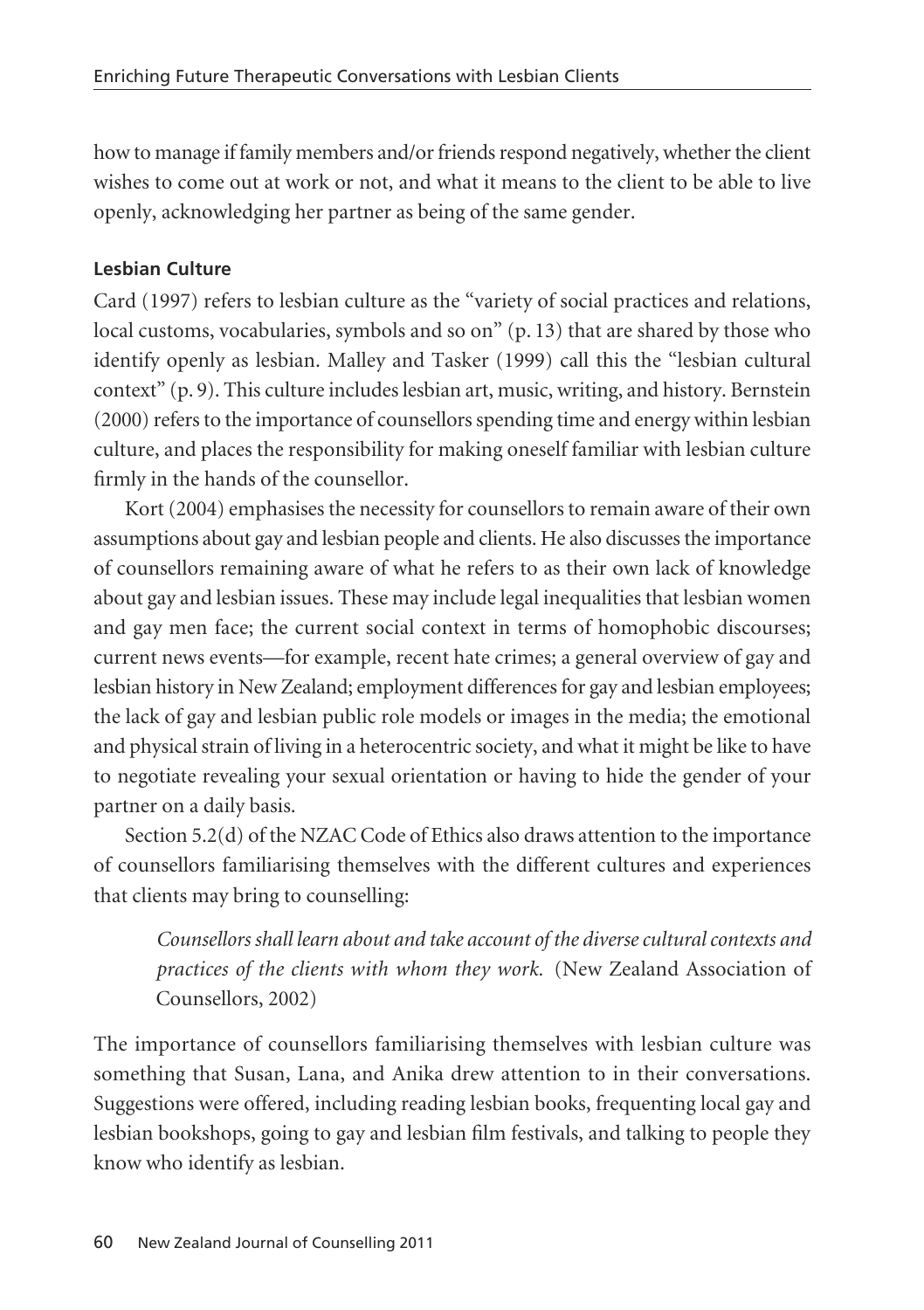how to manage if family members and/or friends respond negatively, whether the client wishes to come out at work or not, and what it means to the client to be able to live openly, acknowledging her partner as being of the same gender.

### Lesbian Culture

Card (1997) refers to lesbian culture as the "variety of social practices and relations, local customs, vocabularies, symbols and so on" (p. 13) that are shared by those who identify openly as lesbian. Malley and Tasker (1999) call this the "lesbian cultural context" (p. 9). This culture includes lesbian art, music, writing, and history. Bernstein (2000) refers to the importance of counsellors spending time and energy within lesbian culture, and places the responsibility for making oneself familiar with lesbian culture firmly in the hands of the counsellor.

Kort (2004) emphasises the necessity for counsellors to remain aware of their own assumptions about gay and lesbian people and clients. He also discusses the importance of counsellors remaining aware of what he refers to as their own lack of knowledge about gay and lesbian issues. These may include legal inequalities that lesbian women and gay men face; the current social context in terms of homophobic discourses; current news events—for example, recent hate crimes; a general overview of gay and lesbian history in New Zealand; employment differences for gay and lesbian employees; the lack of gay and lesbian public role models or images in the media; the emotional and physical strain of living in a heterocentric society, and what it might be like to have to negotiate revealing your sexual orientation or having to hide the gender of your partner on a daily basis.

Section 5.2(d) of the NZAC Code of Ethics also draws attention to the importance of counsellors familiarising themselves with the different cultures and experiences that clients may bring to counselling:

> *Counsellors shall learn about and take account of the diverse cultural contexts and practices of the clients with whom they work.* (New Zealand Association of Counsellors, 2002)

The importance of counsellors familiarising themselves with lesbian culture was something that Susan, Lana, and Anika drew attention to in their conversations. Suggestions were offered, including reading lesbian books, frequenting local gay and lesbian bookshops, going to gay and lesbian film festivals, and talking to people they know who identify as lesbian.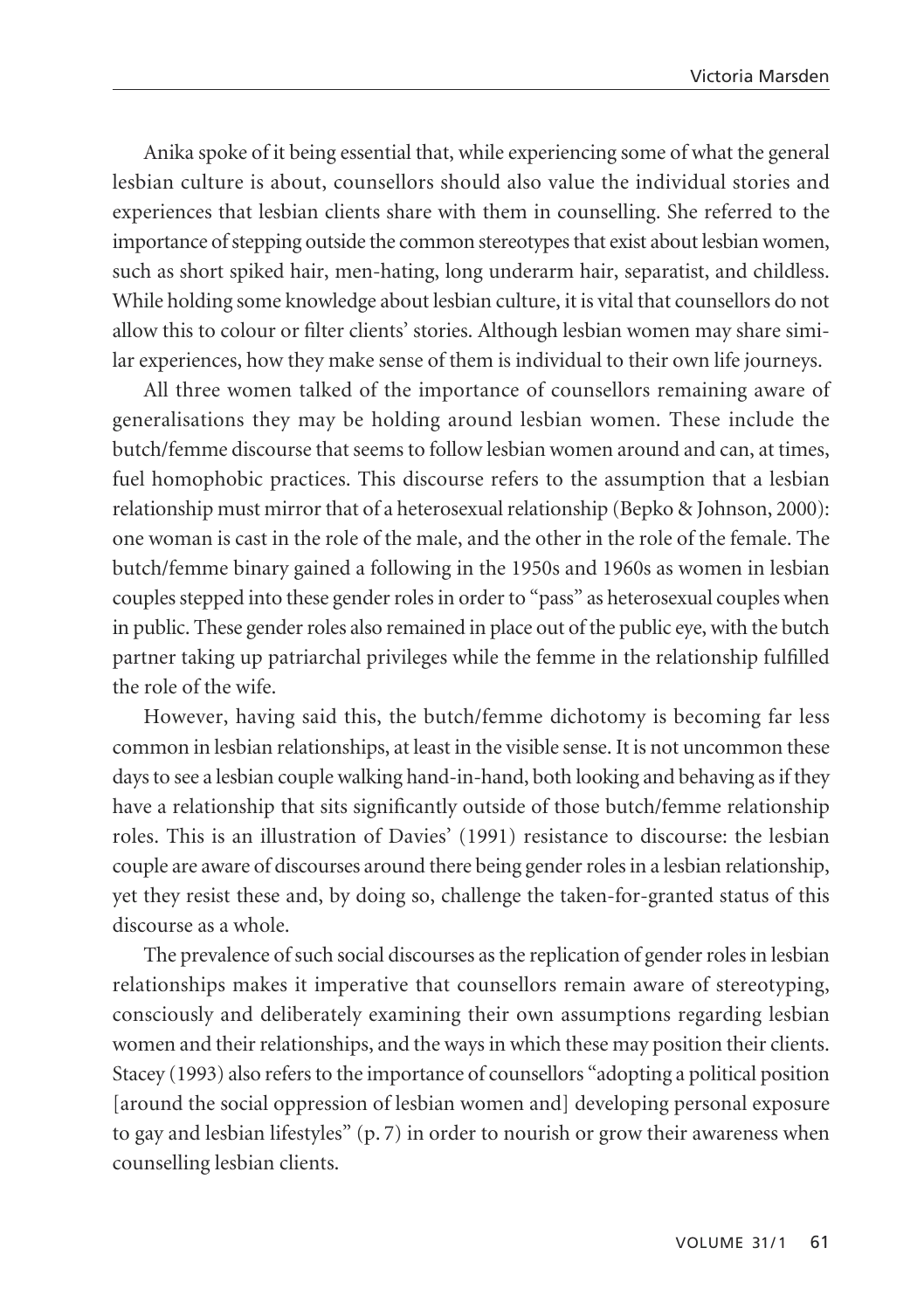Anika spoke of it being essential that, while experiencing some of what the general lesbian culture is about, counsellors should also value the individual stories and experiences that lesbian clients share with them in counselling. She referred to the importance of stepping outside the common stereotypes that exist about lesbian women, such as short spiked hair, men-hating, long underarm hair, separatist, and childless. While holding some knowledge about lesbian culture, it is vital that counsellors do not allow this to colour or filter clients' stories. Although lesbian women may share similar experiences, how they make sense of them is individual to their own life journeys.

All three women talked of the importance of counsellors remaining aware of generalisations they may be holding around lesbian women. These include the butch/femme discourse that seems to follow lesbian women around and can, at times, fuel homophobic practices. This discourse refers to the assumption that a lesbian relationship must mirror that of a heterosexual relationship (Bepko & Johnson, 2000): one woman is cast in the role of the male, and the other in the role of the female. The butch/femme binary gained a following in the 1950s and 1960s as women in lesbian couples stepped into these gender roles in order to "pass" as heterosexual couples when in public. These gender roles also remained in place out of the public eye, with the butch partner taking up patriarchal privileges while the femme in the relationship fulfilled the role of the wife.

However, having said this, the butch/femme dichotomy is becoming far less common in lesbian relationships, at least in the visible sense. It is not uncommon these days to see a lesbian couple walking hand-in-hand, both looking and behaving as if they have a relationship that sits significantly outside of those butch/femme relationship roles. This is an illustration of Davies' (1991) resistance to discourse: the lesbian couple are aware of discourses around there being gender roles in a lesbian relationship, yet they resist these and, by doing so, challenge the taken-for-granted status of this discourse as a whole.

The prevalence of such social discourses as the replication of gender roles in lesbian relationships makes it imperative that counsellors remain aware of stereotyping, consciously and deliberately examining their own assumptions regarding lesbian women and their relationships, and the ways in which these may position their clients. Stacey (1993) also refers to the importance of counsellors "adopting a political position [around the social oppression of lesbian women and] developing personal exposure to gay and lesbian lifestyles" (p. 7) in order to nourish or grow their awareness when counselling lesbian clients.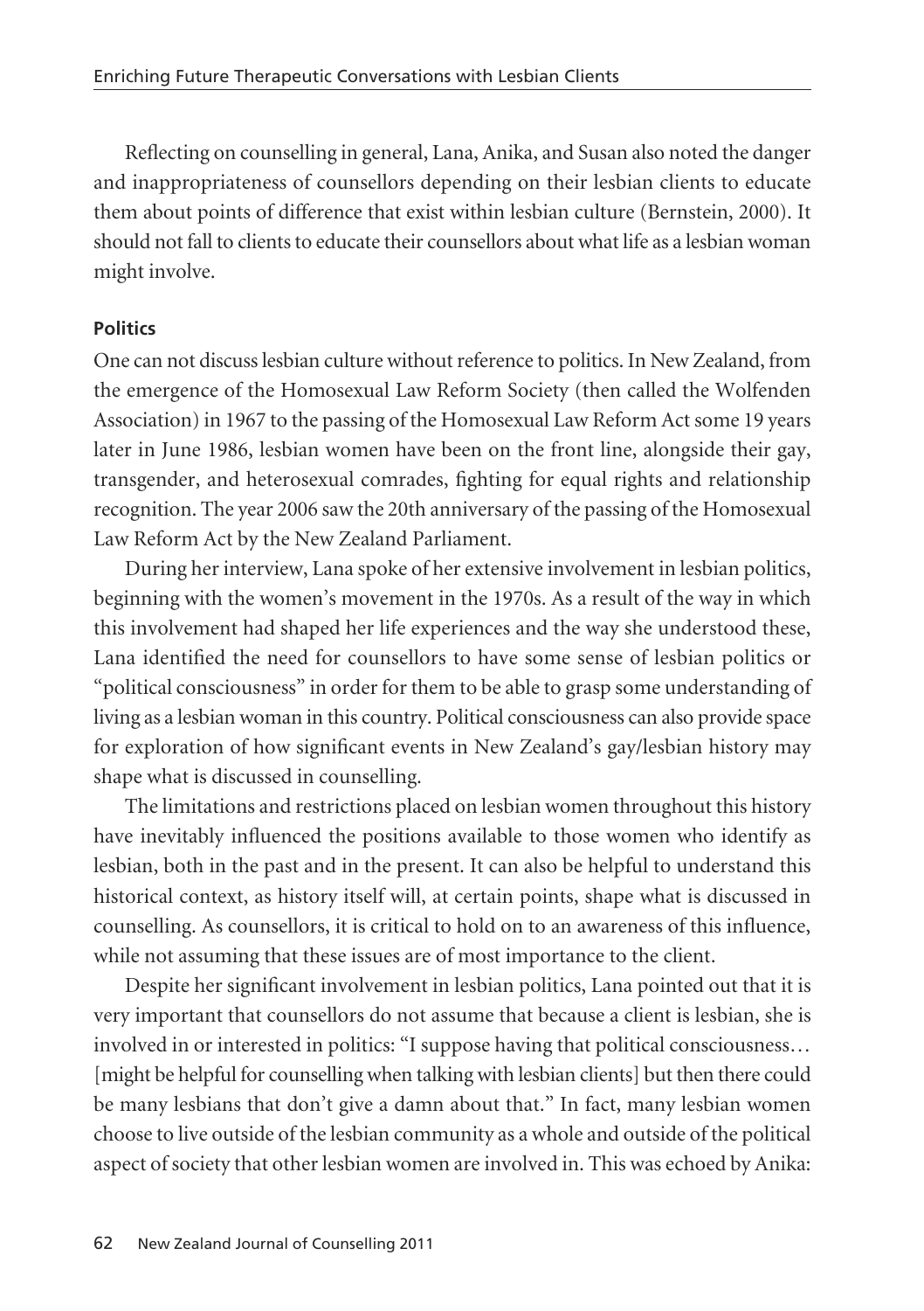Reflecting on counselling in general, Lana, Anika, and Susan also noted the danger and inappropriateness of counsellors depending on their lesbian clients to educate them about points of difference that exist within lesbian culture (Bernstein, 2000). It should not fall to clients to educate their counsellors about what life as a lesbian woman might involve.

#### Politics

One can not discuss lesbian culture without reference to politics. In New Zealand, from the emergence of the Homosexual Law Reform Society (then called the Wolfenden Association) in 1967 to the passing of the Homosexual Law Reform Act some 19 years later in June 1986, lesbian women have been on the front line, alongside their gay, transgender, and heterosexual comrades, fighting for equal rights and relationship recognition. The year 2006 saw the 20th anniversary of the passing of the Homosexual Law Reform Act by the New Zealand Parliament.

During her interview, Lana spoke of her extensive involvement in lesbian politics, beginning with the women's movement in the 1970s. As a result of the way in which this involvement had shaped her life experiences and the way she understood these, Lana identified the need for counsellors to have some sense of lesbian politics or "political consciousness" in order for them to be able to grasp some understanding of living as a lesbian woman in this country. Political consciousness can also provide space for exploration of how significant events in New Zealand's gay/lesbian history may shape what is discussed in counselling.

The limitations and restrictions placed on lesbian women throughout this history have inevitably influenced the positions available to those women who identify as lesbian, both in the past and in the present. It can also be helpful to understand this historical context, as history itself will, at certain points, shape what is discussed in counselling. As counsellors, it is critical to hold on to an awareness of this influence, while not assuming that these issues are of most importance to the client.

Despite her significant involvement in lesbian politics, Lana pointed out that it is very important that counsellors do not assume that because a client is lesbian, she is involved in or interested in politics: "I suppose having that political consciousness… [might be helpful for counselling when talking with lesbian clients] but then there could be many lesbians that don't give a damn about that." In fact, many lesbian women choose to live outside of the lesbian community as a whole and outside of the political aspect of society that other lesbian women are involved in. This was echoed by Anika: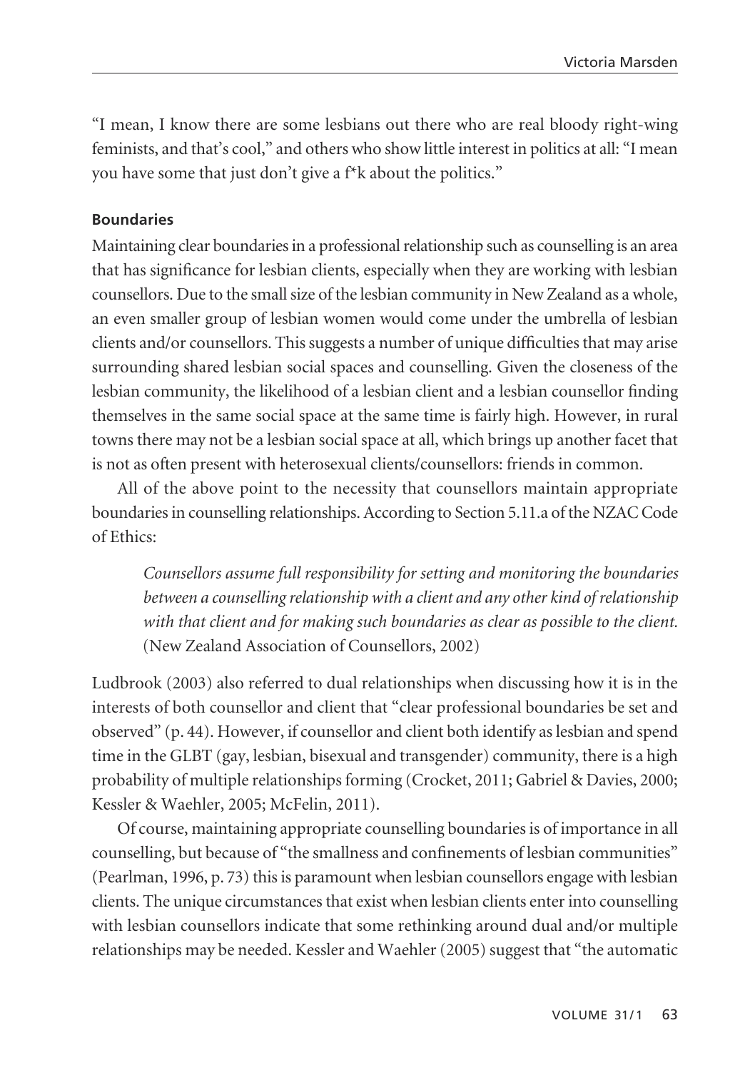"I mean, I know there are some lesbians out there who are real bloody right-wing feminists, and that's cool," and others who show little interest in politics at all: "I mean you have some that just don't give a f*k about the politics."

### Boundaries

Maintaining clear boundaries in a professional relationship such as counselling is an area that has significance for lesbian clients, especially when they are working with lesbian counsellors. Due to the small size of the lesbian community in New Zealand as a whole, an even smaller group of lesbian women would come under the umbrella of lesbian clients and/or counsellors. This suggests a number of unique difficulties that may arise surrounding shared lesbian social spaces and counselling. Given the closeness of the lesbian community, the likelihood of a lesbian client and a lesbian counsellor finding themselves in the same social space at the same time is fairly high. However, in rural towns there may not be a lesbian social space at all, which brings up another facet that is not as often present with heterosexual clients/counsellors: friends in common.

All of the above point to the necessity that counsellors maintain appropriate boundaries in counselling relationships. According to Section 5.11.a of the NZAC Code of Ethics:

> *Counsellors assume full responsibility for setting and monitoring the boundaries between a counselling relationship with a client and any other kind of relationship with that client and for making such boundaries as clear as possible to the client.* (New Zealand Association of Counsellors, 2002)

Ludbrook (2003) also referred to dual relationships when discussing how it is in the interests of both counsellor and client that "clear professional boundaries be set and observed" (p. 44). However, if counsellor and client both identify as lesbian and spend time in the GLBT (gay, lesbian, bisexual and transgender) community, there is a high probability of multiple relationships forming (Crocket, 2011; Gabriel & Davies, 2000; Kessler & Waehler, 2005; McFelin, 2011).

Of course, maintaining appropriate counselling boundaries is of importance in all counselling, but because of "the smallness and confinements of lesbian communities" (Pearlman, 1996, p. 73) this is paramount when lesbian counsellors engage with lesbian clients. The unique circumstances that exist when lesbian clients enter into counselling with lesbian counsellors indicate that some rethinking around dual and/or multiple relationships may be needed. Kessler and Waehler (2005) suggest that "the automatic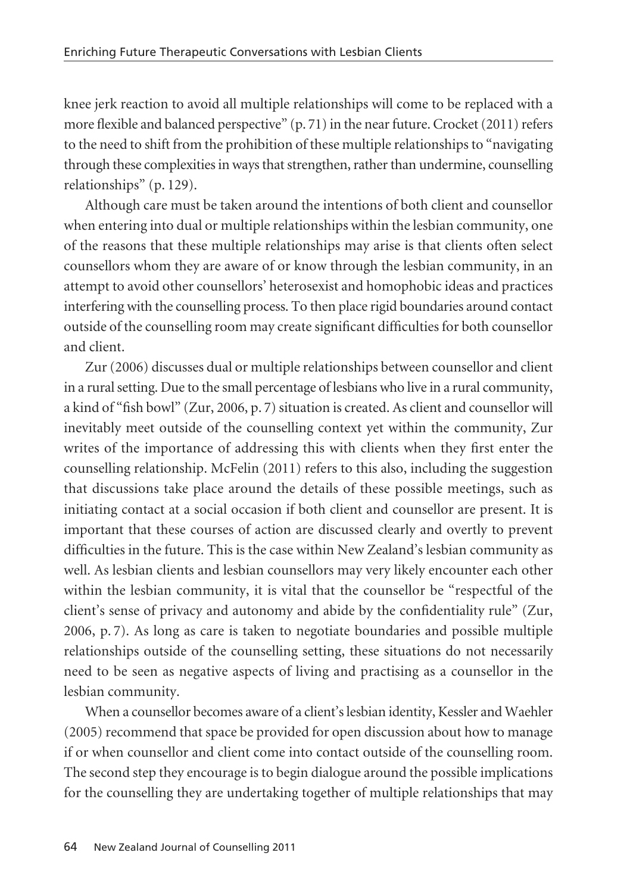knee jerk reaction to avoid all multiple relationships will come to be replaced with a more flexible and balanced perspective" (p. 71) in the near future. Crocket (2011) refers to the need to shift from the prohibition of these multiple relationships to "navigating through these complexities in ways that strengthen, rather than undermine, counselling relationships" (p. 129).

Although care must be taken around the intentions of both client and counsellor when entering into dual or multiple relationships within the lesbian community, one of the reasons that these multiple relationships may arise is that clients often select counsellors whom they are aware of or know through the lesbian community, in an attempt to avoid other counsellors' heterosexist and homophobic ideas and practices interfering with the counselling process. To then place rigid boundaries around contact outside of the counselling room may create significant difficulties for both counsellor and client.

Zur (2006) discusses dual or multiple relationships between counsellor and client in a rural setting. Due to the small percentage of lesbians who live in a rural community, a kind of "fish bowl" (Zur, 2006, p. 7) situation is created. As client and counsellor will inevitably meet outside of the counselling context yet within the community, Zur writes of the importance of addressing this with clients when they first enter the counselling relationship. McFelin (2011) refers to this also, including the suggestion that discussions take place around the details of these possible meetings, such as initiating contact at a social occasion if both client and counsellor are present. It is important that these courses of action are discussed clearly and overtly to prevent difficulties in the future. This is the case within New Zealand's lesbian community as well. As lesbian clients and lesbian counsellors may very likely encounter each other within the lesbian community, it is vital that the counsellor be "respectful of the client's sense of privacy and autonomy and abide by the confidentiality rule" (Zur, 2006, p. 7). As long as care is taken to negotiate boundaries and possible multiple relationships outside of the counselling setting, these situations do not necessarily need to be seen as negative aspects of living and practising as a counsellor in the lesbian community.

When a counsellor becomes aware of a client's lesbian identity, Kessler and Waehler (2005) recommend that space be provided for open discussion about how to manage if or when counsellor and client come into contact outside of the counselling room. The second step they encourage is to begin dialogue around the possible implications for the counselling they are undertaking together of multiple relationships that may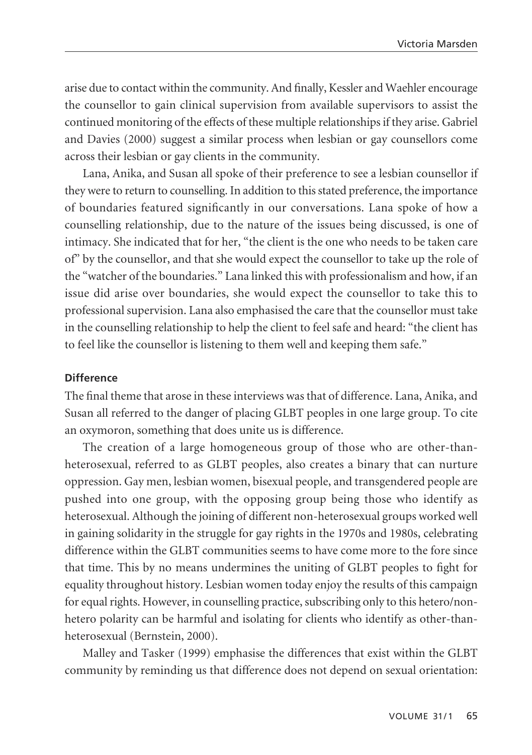arise due to contact within the community. And finally, Kessler and Waehler encourage the counsellor to gain clinical supervision from available supervisors to assist the continued monitoring of the effects of these multiple relationships if they arise. Gabriel and Davies (2000) suggest a similar process when lesbian or gay counsellors come across their lesbian or gay clients in the community.

Lana, Anika, and Susan all spoke of their preference to see a lesbian counsellor if they were to return to counselling. In addition to this stated preference, the importance of boundaries featured significantly in our conversations. Lana spoke of how a counselling relationship, due to the nature of the issues being discussed, is one of intimacy. She indicated that for her, "the client is the one who needs to be taken care of" by the counsellor, and that she would expect the counsellor to take up the role of the "watcher of the boundaries." Lana linked this with professionalism and how, if an issue did arise over boundaries, she would expect the counsellor to take this to professional supervision. Lana also emphasised the care that the counsellor must take in the counselling relationship to help the client to feel safe and heard: "the client has to feel like the counsellor is listening to them well and keeping them safe."

**Difference**

The final theme that arose in these interviews was that of difference. Lana, Anika, and Susan all referred to the danger of placing GLBT peoples in one large group. To cite an oxymoron, something that does unite us is difference.

The creation of a large homogeneous group of those who are other-than-heterosexual, referred to as GLBT peoples, also creates a binary that can nurture oppression. Gay men, lesbian women, bisexual people, and transgendered people are pushed into one group, with the opposing group being those who identify as heterosexual. Although the joining of different non-heterosexual groups worked well in gaining solidarity in the struggle for gay rights in the 1970s and 1980s, celebrating difference within the GLBT communities seems to have come more to the fore since that time. This by no means undermines the uniting of GLBT peoples to fight for equality throughout history. Lesbian women today enjoy the results of this campaign for equal rights. However, in counselling practice, subscribing only to this hetero/non-hetero polarity can be harmful and isolating for clients who identify as other-than-heterosexual (Bernstein, 2000).

Malley and Tasker (1999) emphasise the differences that exist within the GLBT community by reminding us that difference does not depend on sexual orientation: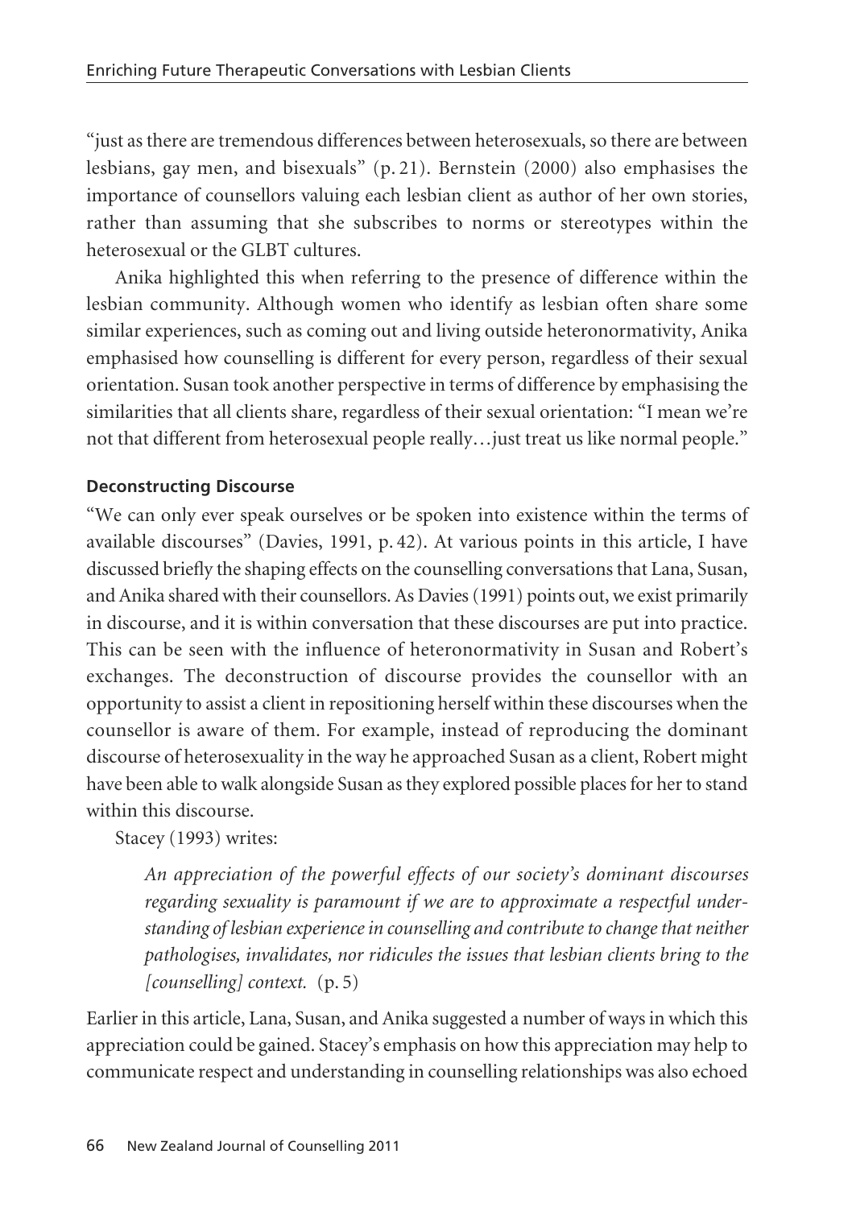"just as there are tremendous differences between heterosexuals, so there are between lesbians, gay men, and bisexuals" (p. 21). Bernstein (2000) also emphasises the importance of counsellors valuing each lesbian client as author of her own stories, rather than assuming that she subscribes to norms or stereotypes within the heterosexual or the GLBT cultures.

Anika highlighted this when referring to the presence of difference within the lesbian community. Although women who identify as lesbian often share some similar experiences, such as coming out and living outside heteronormativity, Anika emphasised how counselling is different for every person, regardless of their sexual orientation. Susan took another perspective in terms of difference by emphasising the similarities that all clients share, regardless of their sexual orientation: "I mean we're not that different from heterosexual people really…just treat us like normal people."

### Deconstructing Discourse

"We can only ever speak ourselves or be spoken into existence within the terms of available discourses" (Davies, 1991, p. 42). At various points in this article, I have discussed briefly the shaping effects on the counselling conversations that Lana, Susan, and Anika shared with their counsellors. As Davies (1991) points out, we exist primarily in discourse, and it is within conversation that these discourses are put into practice. This can be seen with the influence of heteronormativity in Susan and Robert's exchanges. The deconstruction of discourse provides the counsellor with an opportunity to assist a client in repositioning herself within these discourses when the counsellor is aware of them. For example, instead of reproducing the dominant discourse of heterosexuality in the way he approached Susan as a client, Robert might have been able to walk alongside Susan as they explored possible places for her to stand within this discourse.

Stacey (1993) writes:

> *An appreciation of the powerful effects of our society's dominant discourses regarding sexuality is paramount if we are to approximate a respectful understanding of lesbian experience in counselling and contribute to change that neither pathologises, invalidates, nor ridicules the issues that lesbian clients bring to the [counselling] context.* (p. 5)

Earlier in this article, Lana, Susan, and Anika suggested a number of ways in which this appreciation could be gained. Stacey's emphasis on how this appreciation may help to communicate respect and understanding in counselling relationships was also echoed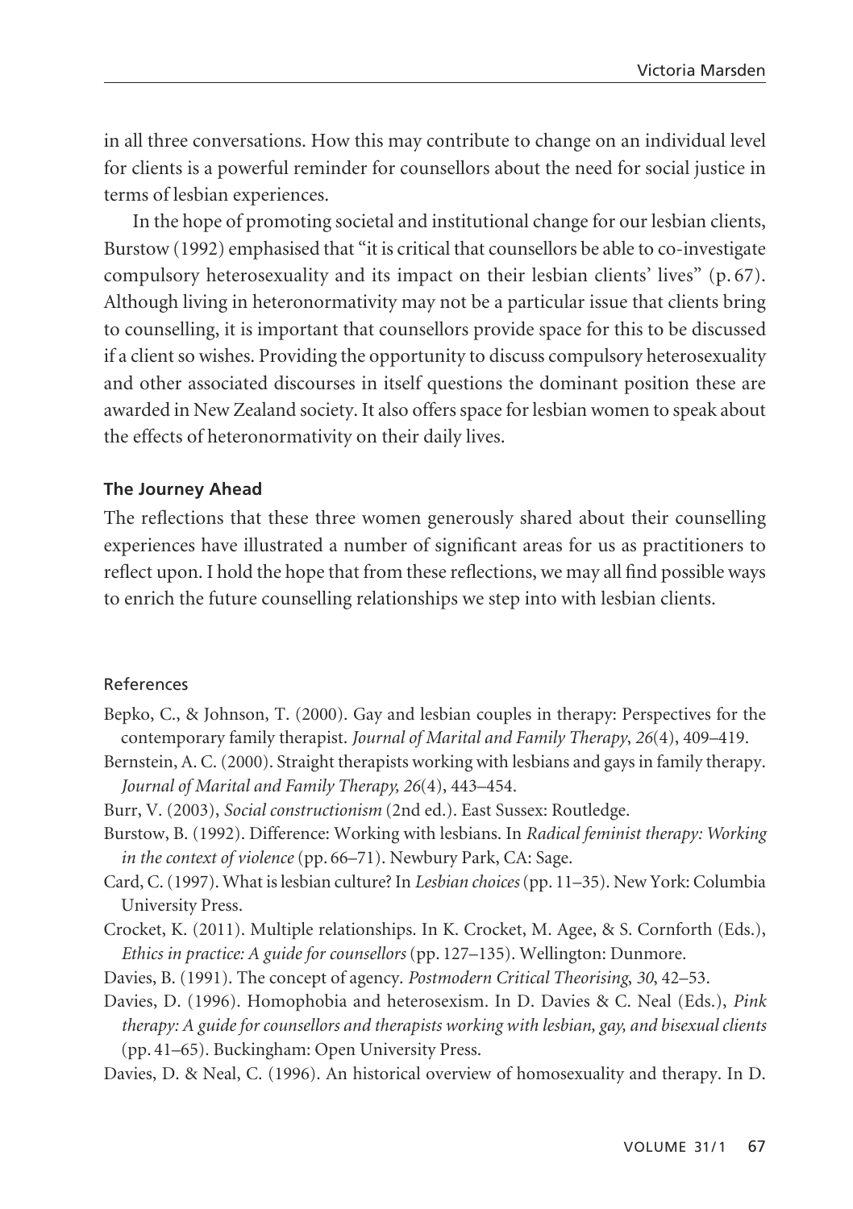in all three conversations. How this may contribute to change on an individual level for clients is a powerful reminder for counsellors about the need for social justice in terms of lesbian experiences.

In the hope of promoting societal and institutional change for our lesbian clients, Burstow (1992) emphasised that "it is critical that counsellors be able to co-investigate compulsory heterosexuality and its impact on their lesbian clients' lives" (p. 67). Although living in heteronormativity may not be a particular issue that clients bring to counselling, it is important that counsellors provide space for this to be discussed if a client so wishes. Providing the opportunity to discuss compulsory heterosexuality and other associated discourses in itself questions the dominant position these are awarded in New Zealand society. It also offers space for lesbian women to speak about the effects of heteronormativity on their daily lives.

### The Journey Ahead

The reflections that these three women generously shared about their counselling experiences have illustrated a number of significant areas for us as practitioners to reflect upon. I hold the hope that from these reflections, we may all find possible ways to enrich the future counselling relationships we step into with lesbian clients.

### References

Bepko, C., & Johnson, T. (2000). Gay and lesbian couples in therapy: Perspectives for the contemporary family therapist. *Journal of Marital and Family Therapy*, *26*(4), 409–419.

Bernstein, A. C. (2000). Straight therapists working with lesbians and gays in family therapy. *Journal of Marital and Family Therapy, 26*(4), 443–454.

Burr, V. (2003), *Social constructionism* (2nd ed.). East Sussex: Routledge.

Burstow, B. (1992). Difference: Working with lesbians. In *Radical feminist therapy: Working in the context of violence* (pp. 66–71). Newbury Park, CA: Sage.

Card, C. (1997). What is lesbian culture? In *Lesbian choices* (pp. 11–35). New York: Columbia University Press.

Crocket, K. (2011). Multiple relationships. In K. Crocket, M. Agee, & S. Cornforth (Eds.), *Ethics in practice: A guide for counsellors* (pp. 127–135). Wellington: Dunmore.

Davies, B. (1991). The concept of agency. *Postmodern Critical Theorising*, *30*, 42–53.

Davies, D. (1996). Homophobia and heterosexism. In D. Davies & C. Neal (Eds.), *Pink therapy: A guide for counsellors and therapists working with lesbian, gay, and bisexual clients* (pp. 41–65). Buckingham: Open University Press.

Davies, D. & Neal, C. (1996). An historical overview of homosexuality and therapy. In D.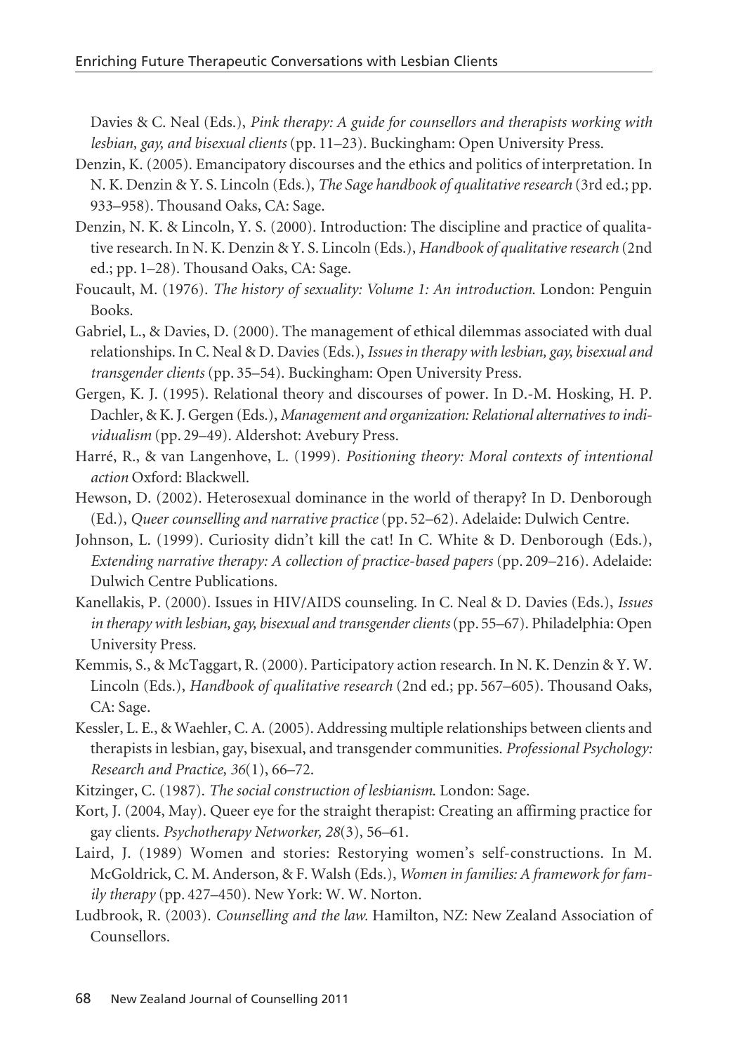Davies & C. Neal (Eds.), *Pink therapy: A guide for counsellors and therapists working with lesbian, gay, and bisexual clients* (pp. 11–23). Buckingham: Open University Press.

Denzin, K. (2005). Emancipatory discourses and the ethics and politics of interpretation. In N. K. Denzin & Y. S. Lincoln (Eds.), *The Sage handbook of qualitative research* (3rd ed.; pp. 933–958). Thousand Oaks, CA: Sage.

Denzin, N. K. & Lincoln, Y. S. (2000). Introduction: The discipline and practice of qualitative research. In N. K. Denzin & Y. S. Lincoln (Eds.), *Handbook of qualitative research* (2nd ed.; pp. 1–28). Thousand Oaks, CA: Sage.

Foucault, M. (1976). *The history of sexuality: Volume 1: An introduction.* London: Penguin Books.

Gabriel, L., & Davies, D. (2000). The management of ethical dilemmas associated with dual relationships. In C. Neal & D. Davies (Eds.), *Issues in therapy with lesbian, gay, bisexual and transgender clients* (pp. 35–54). Buckingham: Open University Press.

Gergen, K. J. (1995). Relational theory and discourses of power. In D.-M. Hosking, H. P. Dachler, & K. J. Gergen (Eds.), *Management and organization: Relational alternatives to individualism* (pp. 29–49). Aldershot: Avebury Press.

Harré, R., & van Langenhove, L. (1999). *Positioning theory: Moral contexts of intentional action* Oxford: Blackwell.

Hewson, D. (2002). Heterosexual dominance in the world of therapy? In D. Denborough (Ed.), *Queer counselling and narrative practice* (pp. 52–62). Adelaide: Dulwich Centre.

Johnson, L. (1999). Curiosity didn't kill the cat! In C. White & D. Denborough (Eds.), *Extending narrative therapy: A collection of practice-based papers* (pp. 209–216). Adelaide: Dulwich Centre Publications.

Kanellakis, P. (2000). Issues in HIV/AIDS counseling. In C. Neal & D. Davies (Eds.), *Issues in therapy with lesbian, gay, bisexual and transgender clients* (pp. 55–67). Philadelphia: Open University Press.

Kemmis, S., & McTaggart, R. (2000). Participatory action research. In N. K. Denzin & Y. W. Lincoln (Eds.), *Handbook of qualitative research* (2nd ed.; pp. 567–605). Thousand Oaks, CA: Sage.

Kessler, L. E., & Waehler, C. A. (2005). Addressing multiple relationships between clients and therapists in lesbian, gay, bisexual, and transgender communities. *Professional Psychology: Research and Practice, 36*(1), 66–72.

Kitzinger, C. (1987). *The social construction of lesbianism.* London: Sage.

Kort, J. (2004, May). Queer eye for the straight therapist: Creating an affirming practice for gay clients. *Psychotherapy Networker, 28*(3), 56–61.

Laird, J. (1989) Women and stories: Restorying women's self-constructions. In M. McGoldrick, C. M. Anderson, & F. Walsh (Eds.), *Women in families: A framework for family therapy* (pp. 427–450). New York: W. W. Norton.

Ludbrook, R. (2003). *Counselling and the law.* Hamilton, NZ: New Zealand Association of Counsellors.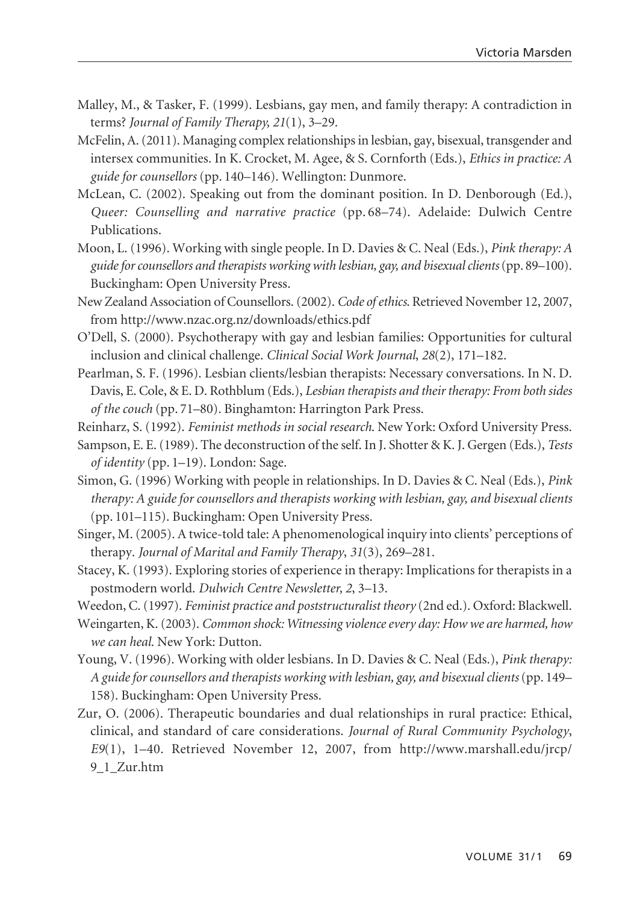Malley, M., & Tasker, F. (1999). Lesbians, gay men, and family therapy: A contradiction in terms? *Journal of Family Therapy, 21*(1), 3–29.

McFelin, A. (2011). Managing complex relationships in lesbian, gay, bisexual, transgender and intersex communities. In K. Crocket, M. Agee, & S. Cornforth (Eds.), *Ethics in practice: A guide for counsellors* (pp. 140–146). Wellington: Dunmore.

McLean, C. (2002). Speaking out from the dominant position. In D. Denborough (Ed.), *Queer: Counselling and narrative practice* (pp. 68–74). Adelaide: Dulwich Centre Publications.

Moon, L. (1996). Working with single people. In D. Davies & C. Neal (Eds.), *Pink therapy: A guide for counsellors and therapists working with lesbian, gay, and bisexual clients* (pp. 89–100). Buckingham: Open University Press.

New Zealand Association of Counsellors. (2002). *Code of ethics.* Retrieved November 12, 2007, from http://www.nzac.org.nz/downloads/ethics.pdf

O'Dell, S. (2000). Psychotherapy with gay and lesbian families: Opportunities for cultural inclusion and clinical challenge. *Clinical Social Work Journal*, *28*(2), 171–182.

Pearlman, S. F. (1996). Lesbian clients/lesbian therapists: Necessary conversations. In N. D. Davis, E. Cole, & E. D. Rothblum (Eds.), *Lesbian therapists and their therapy: From both sides of the couch* (pp. 71–80). Binghamton: Harrington Park Press.

Reinharz, S. (1992). *Feminist methods in social research.* New York: Oxford University Press.

Sampson, E. E. (1989). The deconstruction of the self. In J. Shotter & K. J. Gergen (Eds.), *Tests of identity* (pp. 1–19). London: Sage.

Simon, G. (1996) Working with people in relationships. In D. Davies & C. Neal (Eds.), *Pink therapy: A guide for counsellors and therapists working with lesbian, gay, and bisexual clients* (pp. 101–115). Buckingham: Open University Press.

Singer, M. (2005). A twice-told tale: A phenomenological inquiry into clients' perceptions of therapy. *Journal of Marital and Family Therapy*, *31*(3), 269–281.

Stacey, K. (1993). Exploring stories of experience in therapy: Implications for therapists in a postmodern world. *Dulwich Centre Newsletter, 2*, 3–13.

Weedon, C. (1997). *Feminist practice and poststructuralist theory* (2nd ed.). Oxford: Blackwell.

Weingarten, K. (2003). *Common shock: Witnessing violence every day: How we are harmed, how we can heal.* New York: Dutton.

Young, V. (1996). Working with older lesbians. In D. Davies & C. Neal (Eds.), *Pink therapy: A guide for counsellors and therapists working with lesbian, gay, and bisexual clients* (pp. 149–158). Buckingham: Open University Press.

Zur, O. (2006). Therapeutic boundaries and dual relationships in rural practice: Ethical, clinical, and standard of care considerations. *Journal of Rural Community Psychology*, *E9*(1), 1–40. Retrieved November 12, 2007, from http://www.marshall.edu/jrcp/9_1_Zur.htm